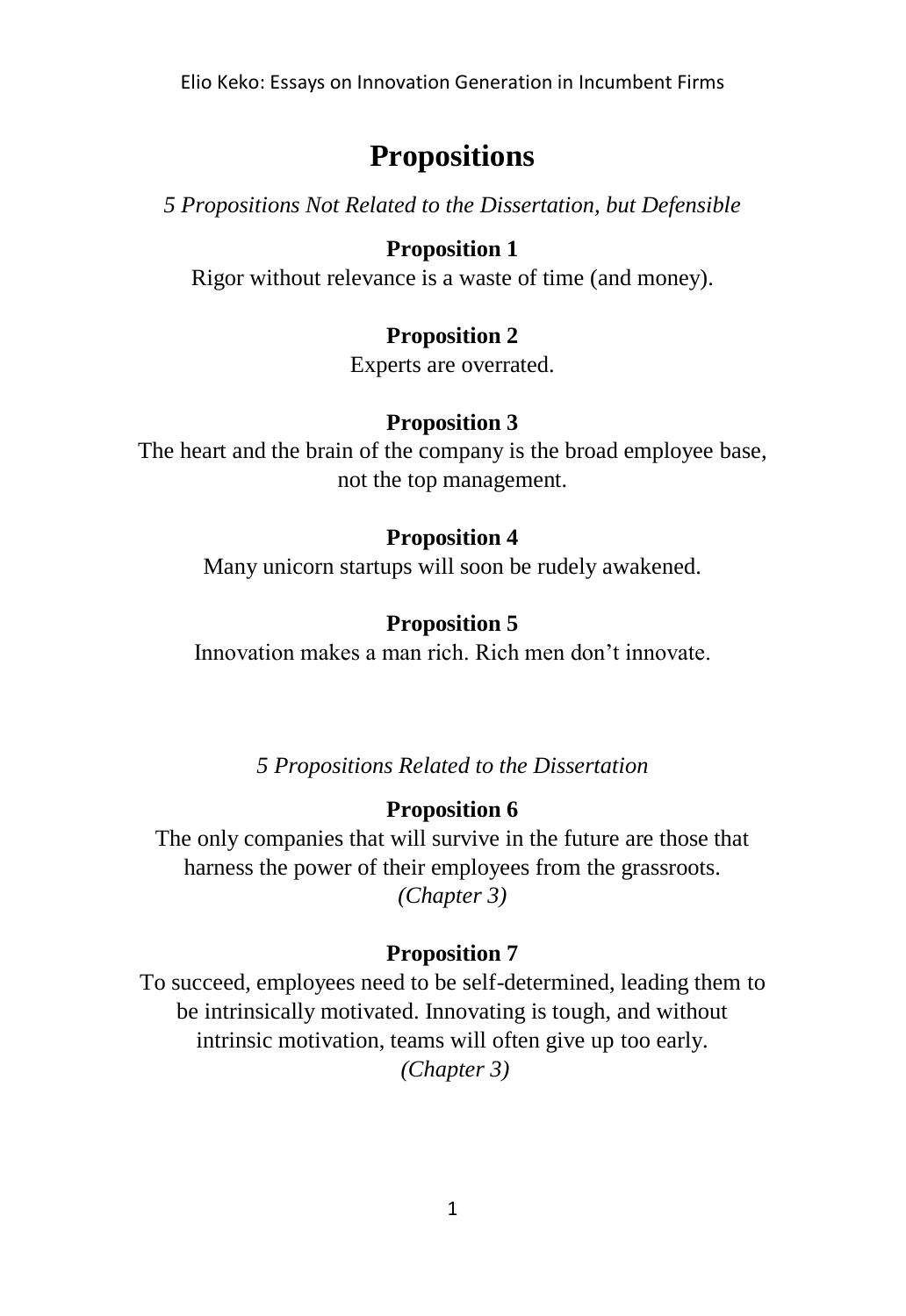# Propositions

*5 Propositions Not Related to the Dissertation, but Defensible*

**Proposition 1**
Rigor without relevance is a waste of time (and money).

**Proposition 2**
Experts are overrated.

**Proposition 3**
The heart and the brain of the company is the broad employee base, not the top management.

**Proposition 4**
Many unicorn startups will soon be rudely awakened.

**Proposition 5**
Innovation makes a man rich. Rich men don't innovate.

*5 Propositions Related to the Dissertation*

**Proposition 6**
The only companies that will survive in the future are those that harness the power of their employees from the grassroots.
*(Chapter 3)*

**Proposition 7**
To succeed, employees need to be self-determined, leading them to be intrinsically motivated. Innovating is tough, and without intrinsic motivation, teams will often give up too early.
*(Chapter 3)*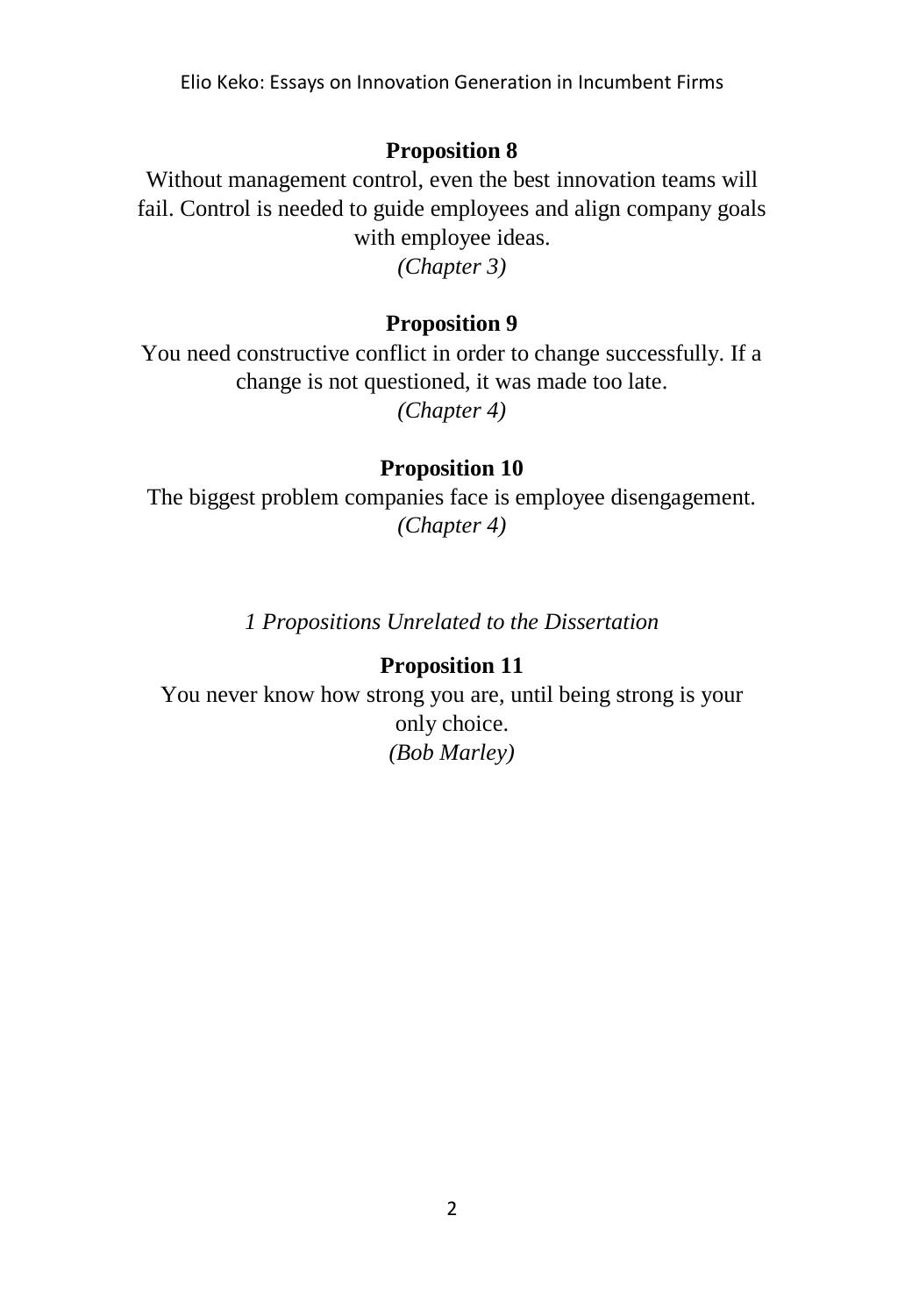**Proposition 8**

Without management control, even the best innovation teams will fail. Control is needed to guide employees and align company goals with employee ideas.
*(Chapter 3)*

**Proposition 9**

You need constructive conflict in order to change successfully. If a change is not questioned, it was made too late.
*(Chapter 4)*

**Proposition 10**

The biggest problem companies face is employee disengagement.
*(Chapter 4)*

*1 Propositions Unrelated to the Dissertation*

**Proposition 11**

You never know how strong you are, until being strong is your only choice.
*(Bob Marley)*